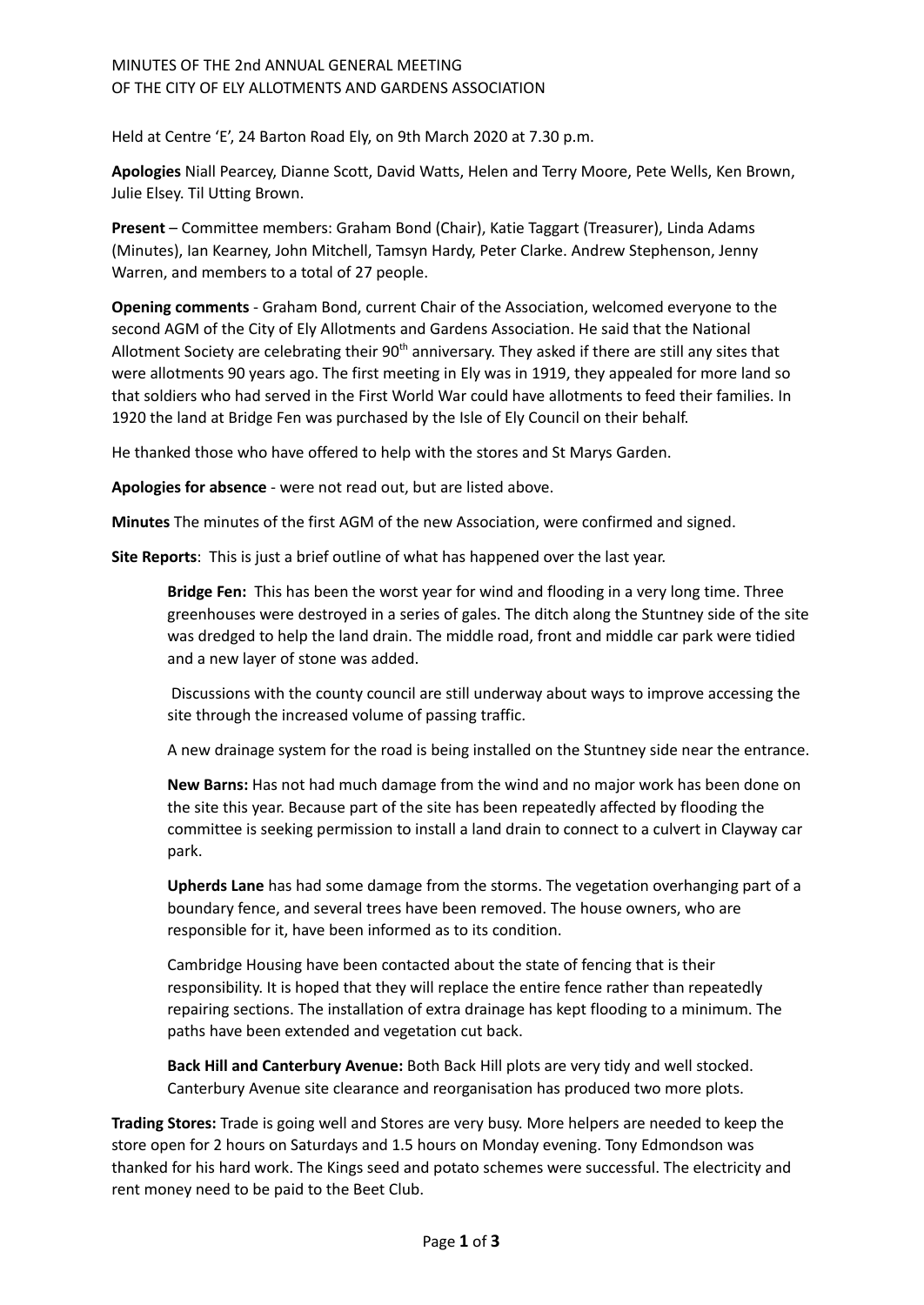MINUTES OF THE 2nd ANNUAL GENERAL MEETING
OF THE CITY OF ELY ALLOTMENTS AND GARDENS ASSOCIATION

Held at Centre 'E', 24 Barton Road Ely, on 9th March 2020 at 7.30 p.m.

**Apologies** Niall Pearcey, Dianne Scott, David Watts, Helen and Terry Moore, Pete Wells, Ken Brown, Julie Elsey. Til Utting Brown.

**Present** – Committee members: Graham Bond (Chair), Katie Taggart (Treasurer), Linda Adams (Minutes), Ian Kearney, John Mitchell, Tamsyn Hardy, Peter Clarke. Andrew Stephenson, Jenny Warren, and members to a total of 27 people.

**Opening comments** - Graham Bond, current Chair of the Association, welcomed everyone to the second AGM of the City of Ely Allotments and Gardens Association. He said that the National Allotment Society are celebrating their 90th anniversary. They asked if there are still any sites that were allotments 90 years ago. The first meeting in Ely was in 1919, they appealed for more land so that soldiers who had served in the First World War could have allotments to feed their families. In 1920 the land at Bridge Fen was purchased by the Isle of Ely Council on their behalf.

He thanked those who have offered to help with the stores and St Marys Garden.

**Apologies for absence** - were not read out, but are listed above.

**Minutes** The minutes of the first AGM of the new Association, were confirmed and signed.

**Site Reports**: This is just a brief outline of what has happened over the last year.

> **Bridge Fen:** This has been the worst year for wind and flooding in a very long time. Three greenhouses were destroyed in a series of gales. The ditch along the Stuntney side of the site was dredged to help the land drain. The middle road, front and middle car park were tidied and a new layer of stone was added.
>
> Discussions with the county council are still underway about ways to improve accessing the site through the increased volume of passing traffic.
>
> A new drainage system for the road is being installed on the Stuntney side near the entrance.
>
> **New Barns:** Has not had much damage from the wind and no major work has been done on the site this year. Because part of the site has been repeatedly affected by flooding the committee is seeking permission to install a land drain to connect to a culvert in Clayway car park.
>
> **Upherds Lane** has had some damage from the storms. The vegetation overhanging part of a boundary fence, and several trees have been removed. The house owners, who are responsible for it, have been informed as to its condition.
>
> Cambridge Housing have been contacted about the state of fencing that is their responsibility. It is hoped that they will replace the entire fence rather than repeatedly repairing sections. The installation of extra drainage has kept flooding to a minimum. The paths have been extended and vegetation cut back.
>
> **Back Hill and Canterbury Avenue:** Both Back Hill plots are very tidy and well stocked. Canterbury Avenue site clearance and reorganisation has produced two more plots.

**Trading Stores:** Trade is going well and Stores are very busy. More helpers are needed to keep the store open for 2 hours on Saturdays and 1.5 hours on Monday evening. Tony Edmondson was thanked for his hard work. The Kings seed and potato schemes were successful. The electricity and rent money need to be paid to the Beet Club.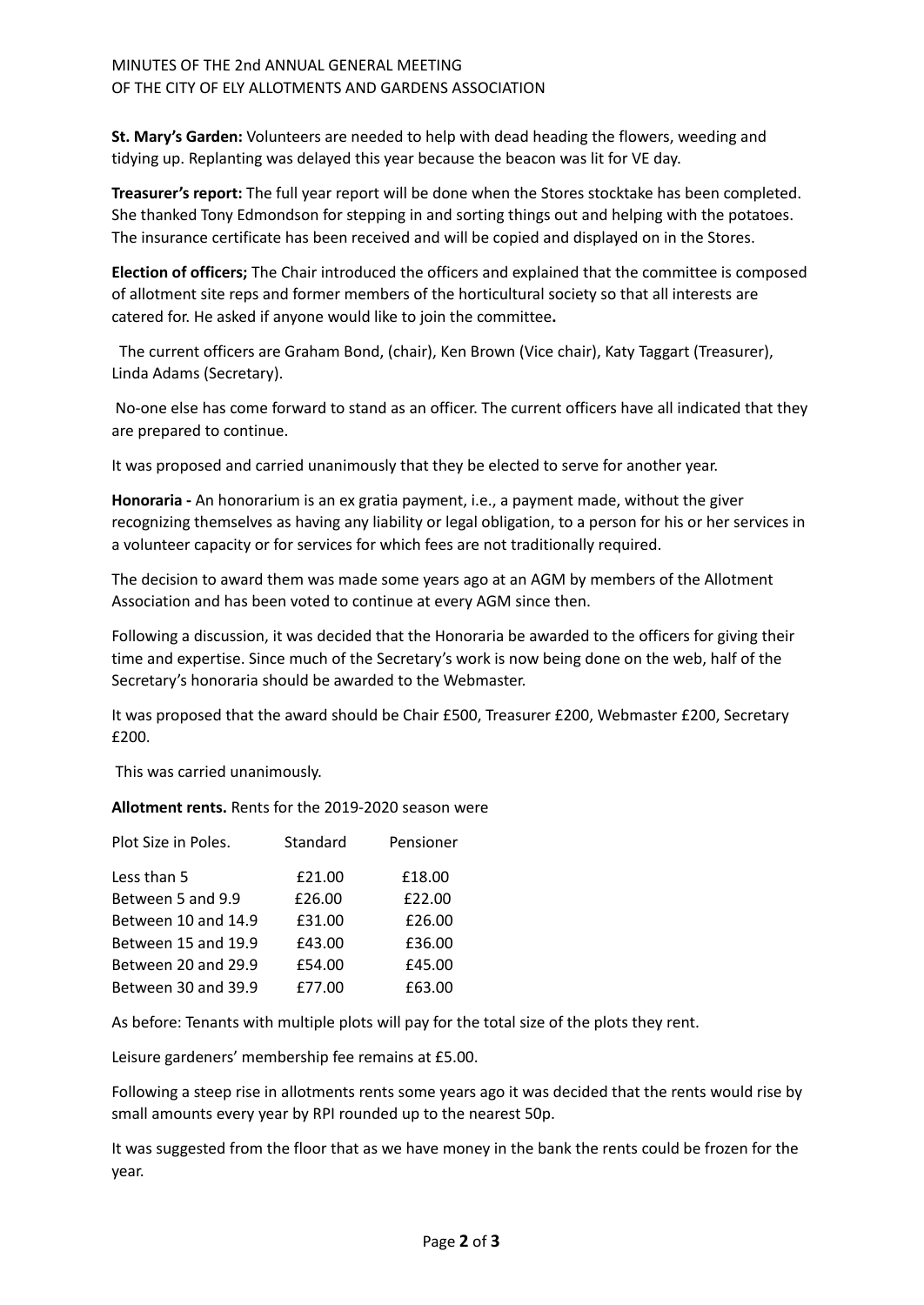MINUTES OF THE 2nd ANNUAL GENERAL MEETING
OF THE CITY OF ELY ALLOTMENTS AND GARDENS ASSOCIATION

**St. Mary's Garden:** Volunteers are needed to help with dead heading the flowers, weeding and tidying up. Replanting was delayed this year because the beacon was lit for VE day.

**Treasurer's report:** The full year report will be done when the Stores stocktake has been completed. She thanked Tony Edmondson for stepping in and sorting things out and helping with the potatoes. The insurance certificate has been received and will be copied and displayed on in the Stores.

**Election of officers;** The Chair introduced the officers and explained that the committee is composed of allotment site reps and former members of the horticultural society so that all interests are catered for. He asked if anyone would like to join the committee**.**

The current officers are Graham Bond, (chair), Ken Brown (Vice chair), Katy Taggart (Treasurer), Linda Adams (Secretary).

No-one else has come forward to stand as an officer. The current officers have all indicated that they are prepared to continue.

It was proposed and carried unanimously that they be elected to serve for another year.

**Honoraria -** An honorarium is an ex gratia payment, i.e., a payment made, without the giver recognizing themselves as having any liability or legal obligation, to a person for his or her services in a volunteer capacity or for services for which fees are not traditionally required.

The decision to award them was made some years ago at an AGM by members of the Allotment Association and has been voted to continue at every AGM since then.

Following a discussion, it was decided that the Honoraria be awarded to the officers for giving their time and expertise. Since much of the Secretary's work is now being done on the web, half of the Secretary's honoraria should be awarded to the Webmaster.

It was proposed that the award should be Chair £500, Treasurer £200, Webmaster £200, Secretary £200.

This was carried unanimously.

**Allotment rents.** Rents for the 2019-2020 season were

| Plot Size in Poles. | Standard | Pensioner |
|---|---|---|
| Less than 5 | £21.00 | £18.00 |
| Between 5 and 9.9 | £26.00 | £22.00 |
| Between 10 and 14.9 | £31.00 | £26.00 |
| Between 15 and 19.9 | £43.00 | £36.00 |
| Between 20 and 29.9 | £54.00 | £45.00 |
| Between 30 and 39.9 | £77.00 | £63.00 |

As before: Tenants with multiple plots will pay for the total size of the plots they rent.

Leisure gardeners' membership fee remains at £5.00.

Following a steep rise in allotments rents some years ago it was decided that the rents would rise by small amounts every year by RPI rounded up to the nearest 50p.

It was suggested from the floor that as we have money in the bank the rents could be frozen for the year.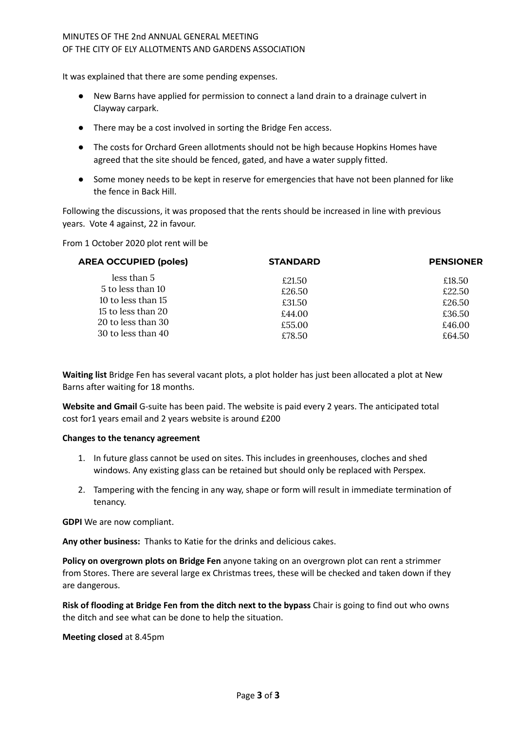MINUTES OF THE 2nd ANNUAL GENERAL MEETING
OF THE CITY OF ELY ALLOTMENTS AND GARDENS ASSOCIATION

It was explained that there are some pending expenses.

- New Barns have applied for permission to connect a land drain to a drainage culvert in Clayway carpark.
- There may be a cost involved in sorting the Bridge Fen access.
- The costs for Orchard Green allotments should not be high because Hopkins Homes have agreed that the site should be fenced, gated, and have a water supply fitted.
- Some money needs to be kept in reserve for emergencies that have not been planned for like the fence in Back Hill.

Following the discussions, it was proposed that the rents should be increased in line with previous years. Vote 4 against, 22 in favour.

From 1 October 2020 plot rent will be

| AREA OCCUPIED (poles) | STANDARD | PENSIONER |
|---|---|---|
| less than 5 | £21.50 | £18.50 |
| 5 to less than 10 | £26.50 | £22.50 |
| 10 to less than 15 | £31.50 | £26.50 |
| 15 to less than 20 | £44.00 | £36.50 |
| 20 to less than 30 | £55.00 | £46.00 |
| 30 to less than 40 | £78.50 | £64.50 |

**Waiting list** Bridge Fen has several vacant plots, a plot holder has just been allocated a plot at New Barns after waiting for 18 months.

**Website and Gmail** G-suite has been paid. The website is paid every 2 years. The anticipated total cost for1 years email and 2 years website is around £200

**Changes to the tenancy agreement**

1. In future glass cannot be used on sites. This includes in greenhouses, cloches and shed windows. Any existing glass can be retained but should only be replaced with Perspex.
2. Tampering with the fencing in any way, shape or form will result in immediate termination of tenancy.

**GDPI** We are now compliant.

**Any other business:** Thanks to Katie for the drinks and delicious cakes.

**Policy on overgrown plots on Bridge Fen** anyone taking on an overgrown plot can rent a strimmer from Stores. There are several large ex Christmas trees, these will be checked and taken down if they are dangerous.

**Risk of flooding at Bridge Fen from the ditch next to the bypass** Chair is going to find out who owns the ditch and see what can be done to help the situation.

**Meeting closed** at 8.45pm